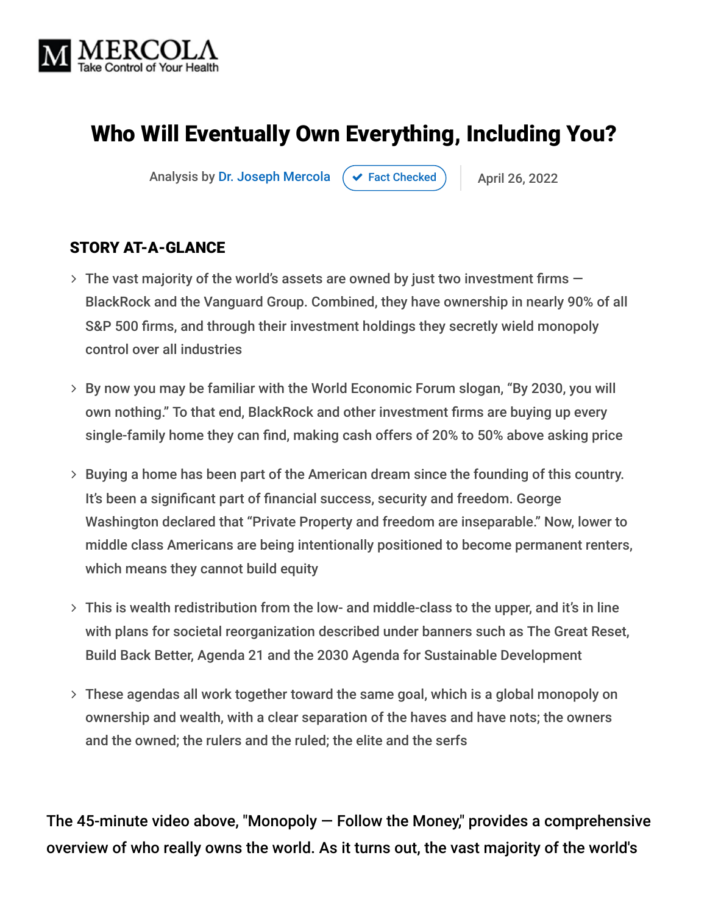MERCOLA
Take Control of Your Health

# Who Will Eventually Own Everything, Including You?

Analysis by Dr. Joseph Mercola | Fact Checked | April 26, 2022

**STORY AT-A-GLANCE**

- The vast majority of the world's assets are owned by just two investment firms — BlackRock and the Vanguard Group. Combined, they have ownership in nearly 90% of all S&P 500 firms, and through their investment holdings they secretly wield monopoly control over all industries
- By now you may be familiar with the World Economic Forum slogan, "By 2030, you will own nothing." To that end, BlackRock and other investment firms are buying up every single-family home they can find, making cash offers of 20% to 50% above asking price
- Buying a home has been part of the American dream since the founding of this country. It's been a significant part of financial success, security and freedom. George Washington declared that "Private Property and freedom are inseparable." Now, lower to middle class Americans are being intentionally positioned to become permanent renters, which means they cannot build equity
- This is wealth redistribution from the low- and middle-class to the upper, and it's in line with plans for societal reorganization described under banners such as The Great Reset, Build Back Better, Agenda 21 and the 2030 Agenda for Sustainable Development
- These agendas all work together toward the same goal, which is a global monopoly on ownership and wealth, with a clear separation of the haves and have nots; the owners and the owned; the rulers and the ruled; the elite and the serfs

The 45-minute video above, "Monopoly — Follow the Money," provides a comprehensive overview of who really owns the world. As it turns out, the vast majority of the world's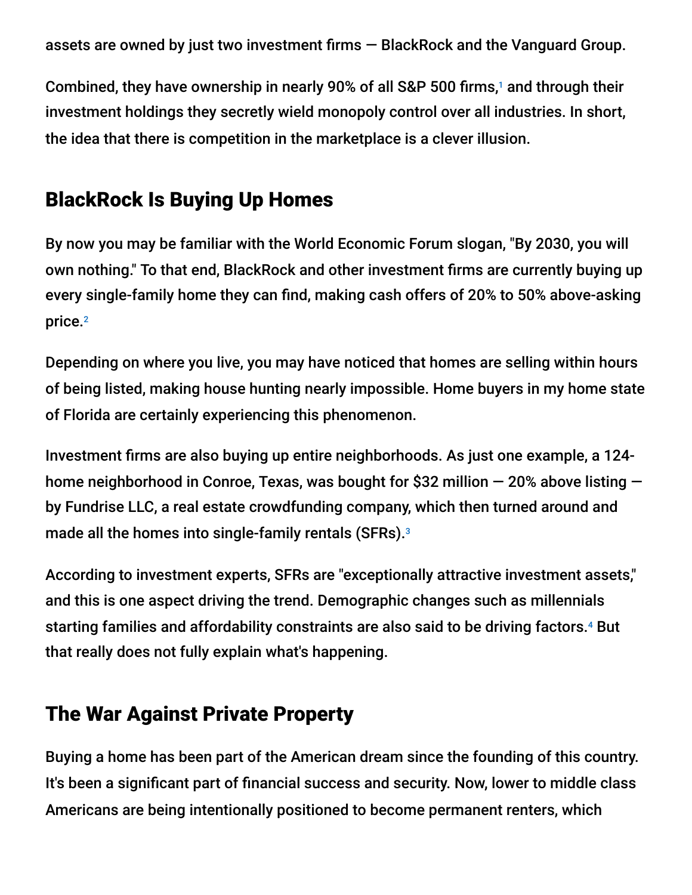assets are owned by just two investment firms — BlackRock and the Vanguard Group.

Combined, they have ownership in nearly 90% of all S&P 500 firms,[1] and through their investment holdings they secretly wield monopoly control over all industries. In short, the idea that there is competition in the marketplace is a clever illusion.

## BlackRock Is Buying Up Homes

By now you may be familiar with the World Economic Forum slogan, "By 2030, you will own nothing." To that end, BlackRock and other investment firms are currently buying up every single-family home they can find, making cash offers of 20% to 50% above-asking price.[2]

Depending on where you live, you may have noticed that homes are selling within hours of being listed, making house hunting nearly impossible. Home buyers in my home state of Florida are certainly experiencing this phenomenon.

Investment firms are also buying up entire neighborhoods. As just one example, a 124-home neighborhood in Conroe, Texas, was bought for $32 million — 20% above listing — by Fundrise LLC, a real estate crowdfunding company, which then turned around and made all the homes into single-family rentals (SFRs).[3]

According to investment experts, SFRs are "exceptionally attractive investment assets," and this is one aspect driving the trend. Demographic changes such as millennials starting families and affordability constraints are also said to be driving factors.[4] But that really does not fully explain what's happening.

## The War Against Private Property

Buying a home has been part of the American dream since the founding of this country. It's been a significant part of financial success and security. Now, lower to middle class Americans are being intentionally positioned to become permanent renters, which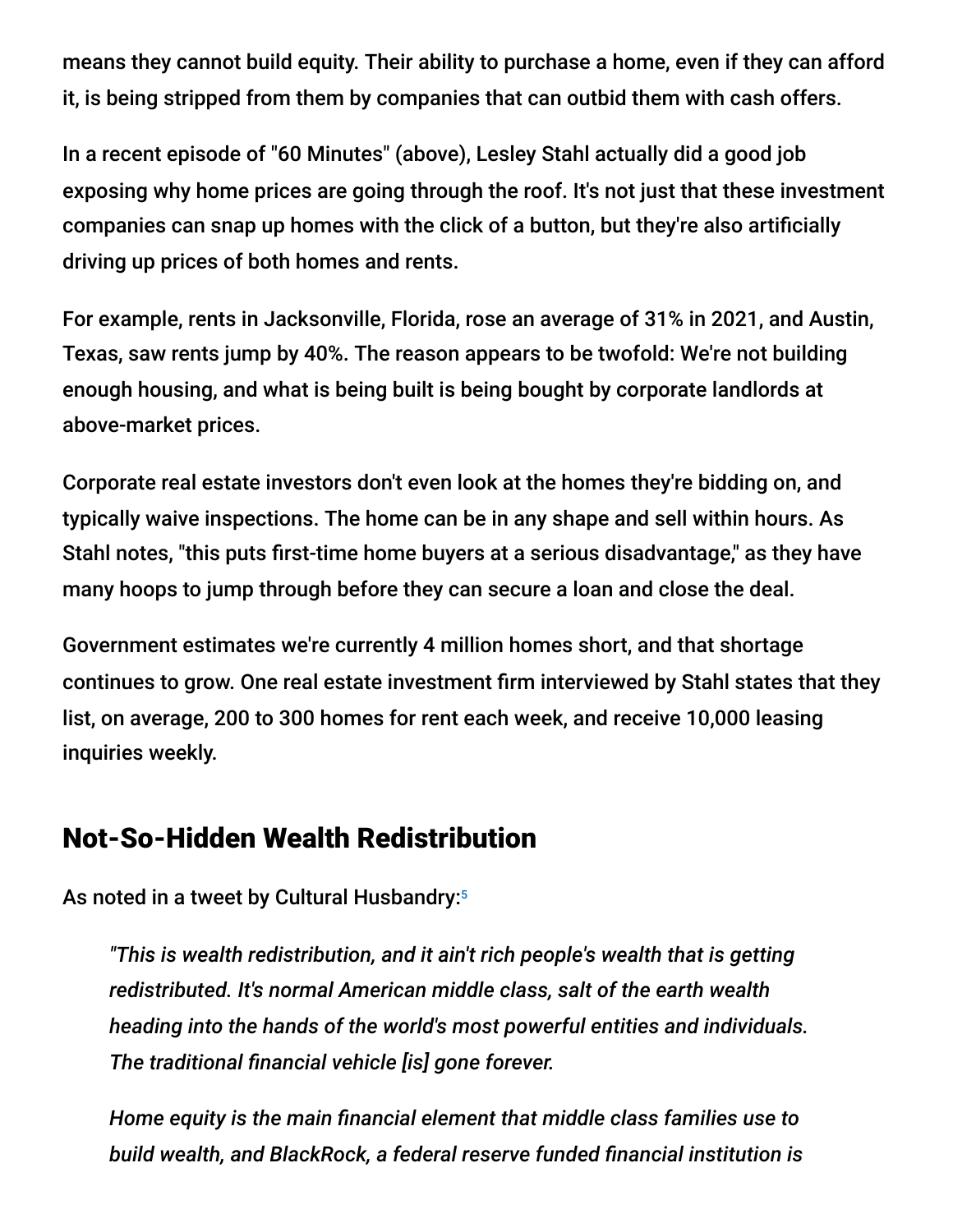means they cannot build equity. Their ability to purchase a home, even if they can afford it, is being stripped from them by companies that can outbid them with cash offers.

In a recent episode of "60 Minutes" (above), Lesley Stahl actually did a good job exposing why home prices are going through the roof. It's not just that these investment companies can snap up homes with the click of a button, but they're also artificially driving up prices of both homes and rents.

For example, rents in Jacksonville, Florida, rose an average of 31% in 2021, and Austin, Texas, saw rents jump by 40%. The reason appears to be twofold: We're not building enough housing, and what is being built is being bought by corporate landlords at above-market prices.

Corporate real estate investors don't even look at the homes they're bidding on, and typically waive inspections. The home can be in any shape and sell within hours. As Stahl notes, "this puts first-time home buyers at a serious disadvantage," as they have many hoops to jump through before they can secure a loan and close the deal.

Government estimates we're currently 4 million homes short, and that shortage continues to grow. One real estate investment firm interviewed by Stahl states that they list, on average, 200 to 300 homes for rent each week, and receive 10,000 leasing inquiries weekly.

## Not-So-Hidden Wealth Redistribution

As noted in a tweet by Cultural Husbandry:[5]

> *"This is wealth redistribution, and it ain't rich people's wealth that is getting redistributed. It's normal American middle class, salt of the earth wealth heading into the hands of the world's most powerful entities and individuals. The traditional financial vehicle [is] gone forever.*
>
> *Home equity is the main financial element that middle class families use to build wealth, and BlackRock, a federal reserve funded financial institution is*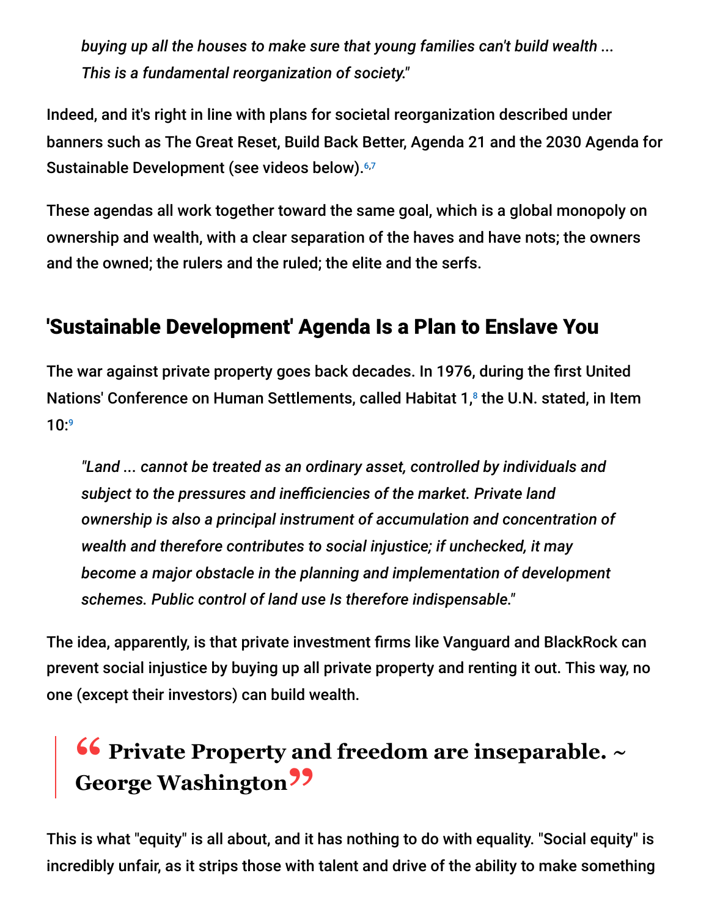> *buying up all the houses to make sure that young families can't build wealth ... This is a fundamental reorganization of society."*

Indeed, and it's right in line with plans for societal reorganization described under banners such as The Great Reset, Build Back Better, Agenda 21 and the 2030 Agenda for Sustainable Development (see videos below).[6,7]

These agendas all work together toward the same goal, which is a global monopoly on ownership and wealth, with a clear separation of the haves and have nots; the owners and the owned; the rulers and the ruled; the elite and the serfs.

## 'Sustainable Development' Agenda Is a Plan to Enslave You

The war against private property goes back decades. In 1976, during the first United Nations' Conference on Human Settlements, called Habitat 1,[8] the U.N. stated, in Item 10:[9]

> *"Land ... cannot be treated as an ordinary asset, controlled by individuals and subject to the pressures and inefficiencies of the market. Private land ownership is also a principal instrument of accumulation and concentration of wealth and therefore contributes to social injustice; if unchecked, it may become a major obstacle in the planning and implementation of development schemes. Public control of land use Is therefore indispensable."*

The idea, apparently, is that private investment firms like Vanguard and BlackRock can prevent social injustice by buying up all private property and renting it out. This way, no one (except their investors) can build wealth.

> **"Private Property and freedom are inseparable. ~ George Washington"**

This is what "equity" is all about, and it has nothing to do with equality. "Social equity" is incredibly unfair, as it strips those with talent and drive of the ability to make something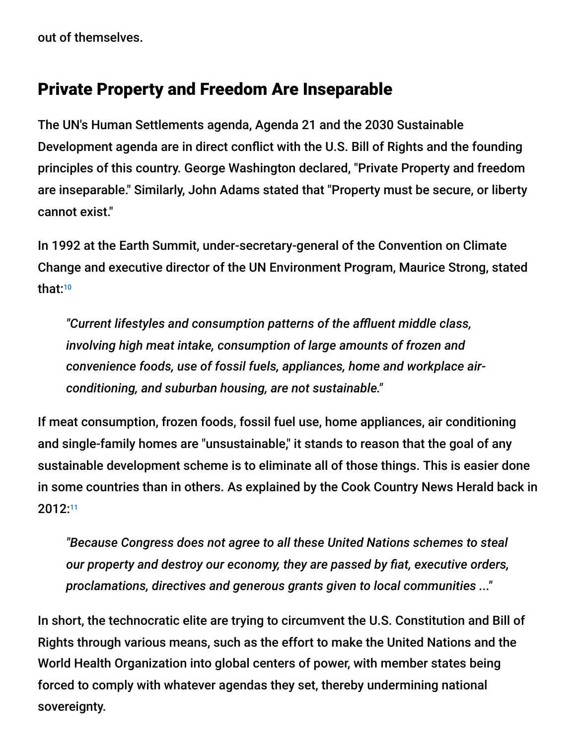out of themselves.

## Private Property and Freedom Are Inseparable

The UN's Human Settlements agenda, Agenda 21 and the 2030 Sustainable Development agenda are in direct conflict with the U.S. Bill of Rights and the founding principles of this country. George Washington declared, "Private Property and freedom are inseparable." Similarly, John Adams stated that "Property must be secure, or liberty cannot exist."

In 1992 at the Earth Summit, under-secretary-general of the Convention on Climate Change and executive director of the UN Environment Program, Maurice Strong, stated that:[10]

> *"Current lifestyles and consumption patterns of the affluent middle class, involving high meat intake, consumption of large amounts of frozen and convenience foods, use of fossil fuels, appliances, home and workplace air-conditioning, and suburban housing, are not sustainable."*

If meat consumption, frozen foods, fossil fuel use, home appliances, air conditioning and single-family homes are "unsustainable," it stands to reason that the goal of any sustainable development scheme is to eliminate all of those things. This is easier done in some countries than in others. As explained by the Cook Country News Herald back in 2012:[11]

> *"Because Congress does not agree to all these United Nations schemes to steal our property and destroy our economy, they are passed by fiat, executive orders, proclamations, directives and generous grants given to local communities ..."*

In short, the technocratic elite are trying to circumvent the U.S. Constitution and Bill of Rights through various means, such as the effort to make the United Nations and the World Health Organization into global centers of power, with member states being forced to comply with whatever agendas they set, thereby undermining national sovereignty.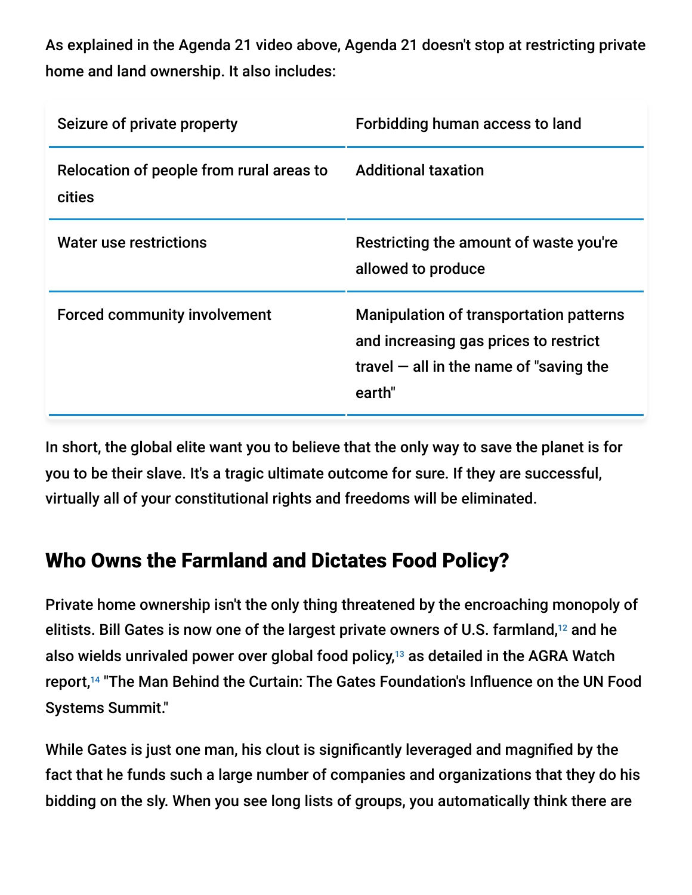As explained in the Agenda 21 video above, Agenda 21 doesn't stop at restricting private home and land ownership. It also includes:

| Seizure of private property | Forbidding human access to land |
| --- | --- |
| Relocation of people from rural areas to cities | Additional taxation |
| Water use restrictions | Restricting the amount of waste you're allowed to produce |
| Forced community involvement | Manipulation of transportation patterns and increasing gas prices to restrict travel — all in the name of "saving the earth" |

In short, the global elite want you to believe that the only way to save the planet is for you to be their slave. It's a tragic ultimate outcome for sure. If they are successful, virtually all of your constitutional rights and freedoms will be eliminated.

## Who Owns the Farmland and Dictates Food Policy?

Private home ownership isn't the only thing threatened by the encroaching monopoly of elitists. Bill Gates is now one of the largest private owners of U.S. farmland,[12] and he also wields unrivaled power over global food policy,[13] as detailed in the AGRA Watch report,[14] "The Man Behind the Curtain: The Gates Foundation's Influence on the UN Food Systems Summit."

While Gates is just one man, his clout is significantly leveraged and magnified by the fact that he funds such a large number of companies and organizations that they do his bidding on the sly. When you see long lists of groups, you automatically think there are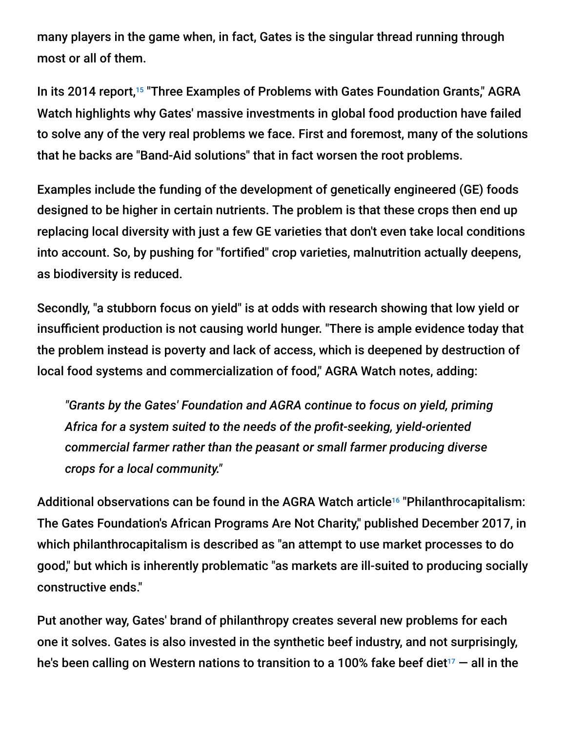many players in the game when, in fact, Gates is the singular thread running through most or all of them.

In its 2014 report,[15] "Three Examples of Problems with Gates Foundation Grants," AGRA Watch highlights why Gates' massive investments in global food production have failed to solve any of the very real problems we face. First and foremost, many of the solutions that he backs are "Band-Aid solutions" that in fact worsen the root problems.

Examples include the funding of the development of genetically engineered (GE) foods designed to be higher in certain nutrients. The problem is that these crops then end up replacing local diversity with just a few GE varieties that don't even take local conditions into account. So, by pushing for "fortified" crop varieties, malnutrition actually deepens, as biodiversity is reduced.

Secondly, "a stubborn focus on yield" is at odds with research showing that low yield or insufficient production is not causing world hunger. "There is ample evidence today that the problem instead is poverty and lack of access, which is deepened by destruction of local food systems and commercialization of food," AGRA Watch notes, adding:

> *"Grants by the Gates' Foundation and AGRA continue to focus on yield, priming Africa for a system suited to the needs of the profit-seeking, yield-oriented commercial farmer rather than the peasant or small farmer producing diverse crops for a local community."*

Additional observations can be found in the AGRA Watch article[16] "Philanthrocapitalism: The Gates Foundation's African Programs Are Not Charity," published December 2017, in which philanthrocapitalism is described as "an attempt to use market processes to do good," but which is inherently problematic "as markets are ill-suited to producing socially constructive ends."

Put another way, Gates' brand of philanthropy creates several new problems for each one it solves. Gates is also invested in the synthetic beef industry, and not surprisingly, he's been calling on Western nations to transition to a 100% fake beef diet[17] — all in the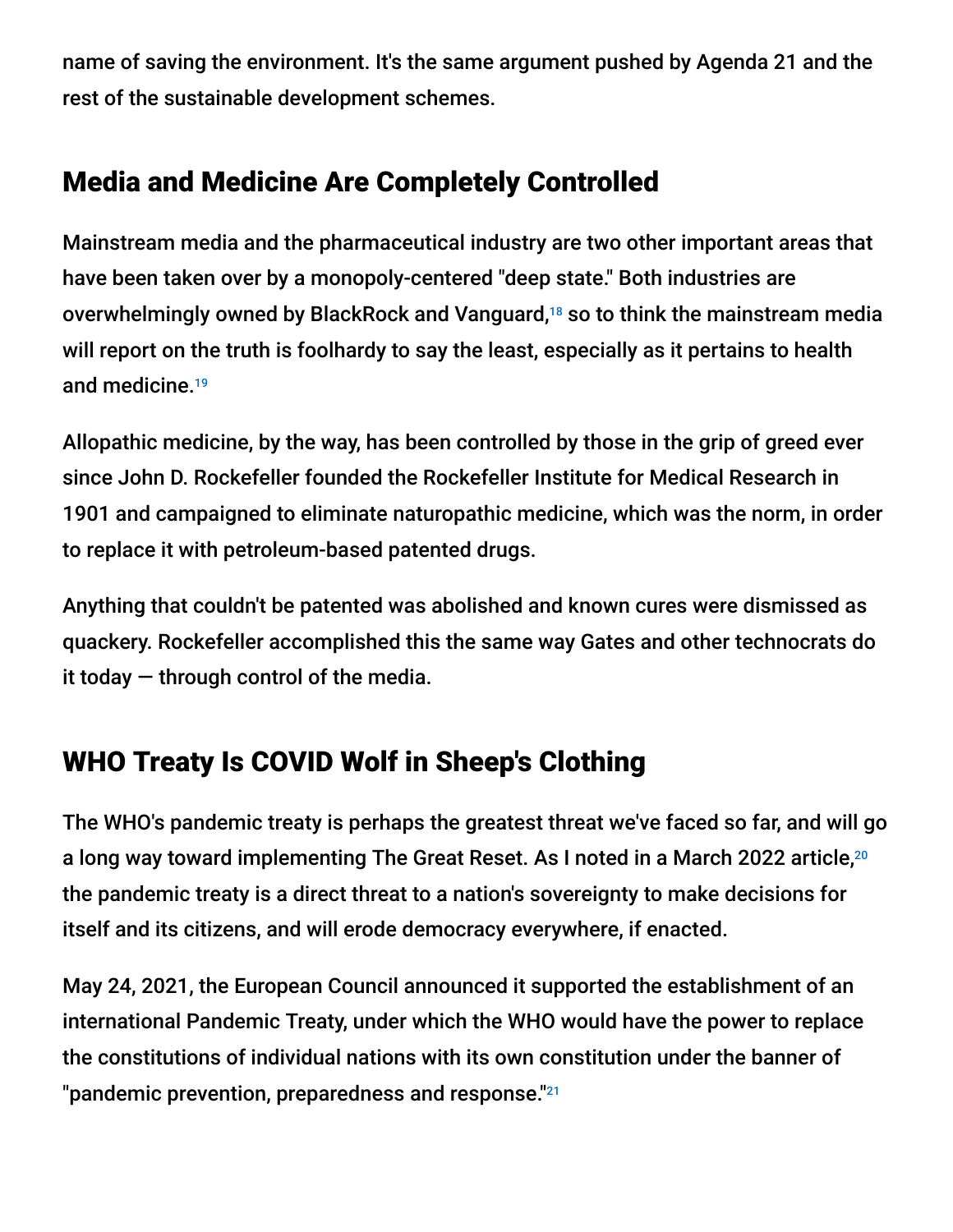name of saving the environment. It's the same argument pushed by Agenda 21 and the rest of the sustainable development schemes.

## Media and Medicine Are Completely Controlled

Mainstream media and the pharmaceutical industry are two other important areas that have been taken over by a monopoly-centered "deep state." Both industries are overwhelmingly owned by BlackRock and Vanguard,[18] so to think the mainstream media will report on the truth is foolhardy to say the least, especially as it pertains to health and medicine.[19]

Allopathic medicine, by the way, has been controlled by those in the grip of greed ever since John D. Rockefeller founded the Rockefeller Institute for Medical Research in 1901 and campaigned to eliminate naturopathic medicine, which was the norm, in order to replace it with petroleum-based patented drugs.

Anything that couldn't be patented was abolished and known cures were dismissed as quackery. Rockefeller accomplished this the same way Gates and other technocrats do it today — through control of the media.

## WHO Treaty Is COVID Wolf in Sheep's Clothing

The WHO's pandemic treaty is perhaps the greatest threat we've faced so far, and will go a long way toward implementing The Great Reset. As I noted in a March 2022 article,[20] the pandemic treaty is a direct threat to a nation's sovereignty to make decisions for itself and its citizens, and will erode democracy everywhere, if enacted.

May 24, 2021, the European Council announced it supported the establishment of an international Pandemic Treaty, under which the WHO would have the power to replace the constitutions of individual nations with its own constitution under the banner of "pandemic prevention, preparedness and response."[21]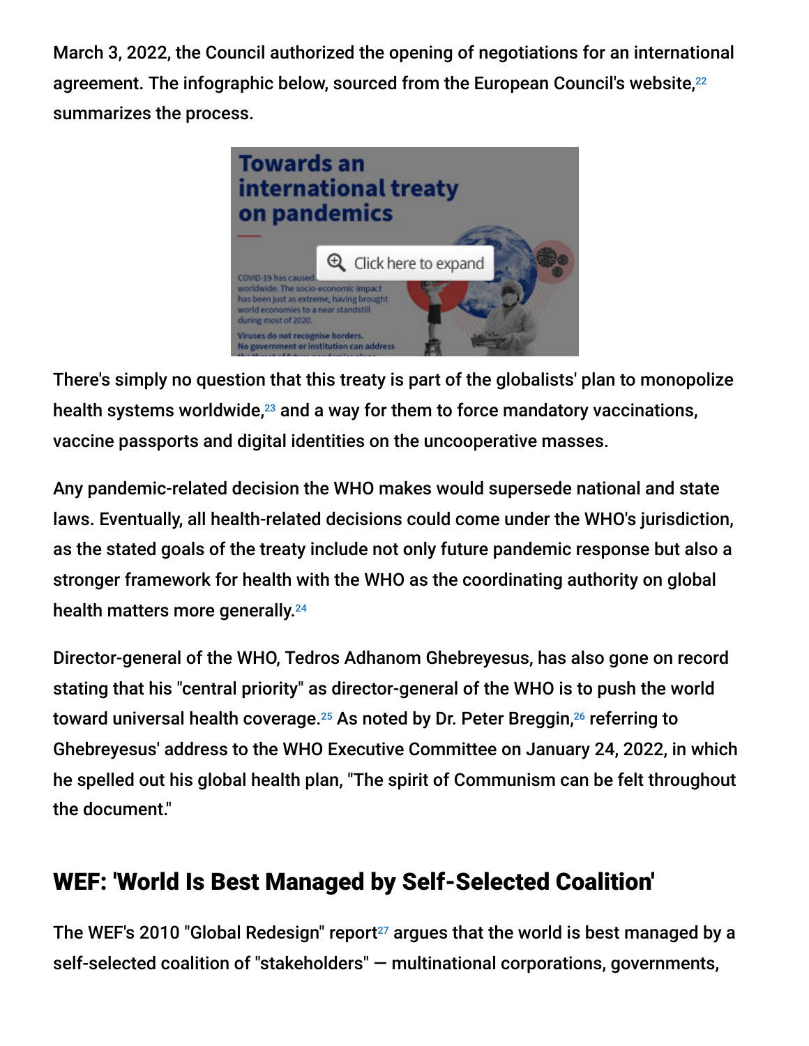March 3, 2022, the Council authorized the opening of negotiations for an international agreement. The infographic below, sourced from the European Council's website,[22] summarizes the process.

There's simply no question that this treaty is part of the globalists' plan to monopolize health systems worldwide,[23] and a way for them to force mandatory vaccinations, vaccine passports and digital identities on the uncooperative masses.

Any pandemic-related decision the WHO makes would supersede national and state laws. Eventually, all health-related decisions could come under the WHO's jurisdiction, as the stated goals of the treaty include not only future pandemic response but also a stronger framework for health with the WHO as the coordinating authority on global health matters more generally.[24]

Director-general of the WHO, Tedros Adhanom Ghebreyesus, has also gone on record stating that his "central priority" as director-general of the WHO is to push the world toward universal health coverage.[25] As noted by Dr. Peter Breggin,[26] referring to Ghebreyesus' address to the WHO Executive Committee on January 24, 2022, in which he spelled out his global health plan, "The spirit of Communism can be felt throughout the document."

## WEF: 'World Is Best Managed by Self-Selected Coalition'

The WEF's 2010 "Global Redesign" report[27] argues that the world is best managed by a self-selected coalition of "stakeholders" — multinational corporations, governments,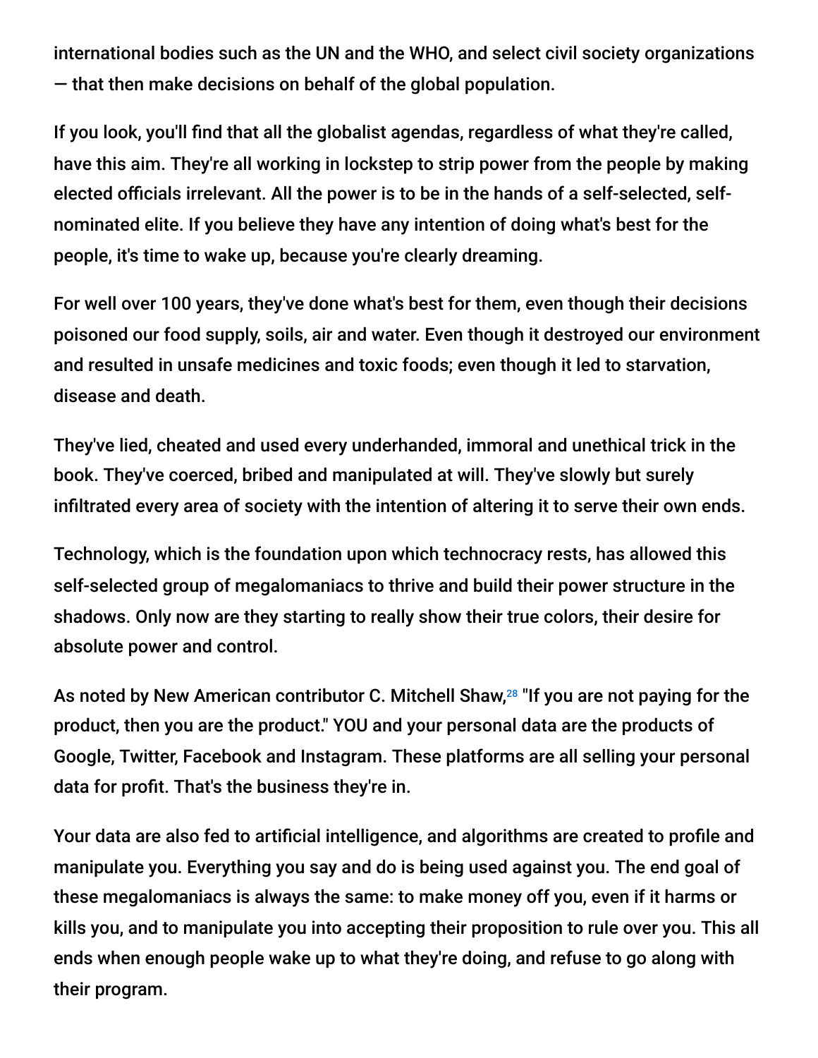international bodies such as the UN and the WHO, and select civil society organizations — that then make decisions on behalf of the global population.

If you look, you'll find that all the globalist agendas, regardless of what they're called, have this aim. They're all working in lockstep to strip power from the people by making elected officials irrelevant. All the power is to be in the hands of a self-selected, self-nominated elite. If you believe they have any intention of doing what's best for the people, it's time to wake up, because you're clearly dreaming.

For well over 100 years, they've done what's best for them, even though their decisions poisoned our food supply, soils, air and water. Even though it destroyed our environment and resulted in unsafe medicines and toxic foods; even though it led to starvation, disease and death.

They've lied, cheated and used every underhanded, immoral and unethical trick in the book. They've coerced, bribed and manipulated at will. They've slowly but surely infiltrated every area of society with the intention of altering it to serve their own ends.

Technology, which is the foundation upon which technocracy rests, has allowed this self-selected group of megalomaniacs to thrive and build their power structure in the shadows. Only now are they starting to really show their true colors, their desire for absolute power and control.

As noted by New American contributor C. Mitchell Shaw,[28] "If you are not paying for the product, then you are the product." YOU and your personal data are the products of Google, Twitter, Facebook and Instagram. These platforms are all selling your personal data for profit. That's the business they're in.

Your data are also fed to artificial intelligence, and algorithms are created to profile and manipulate you. Everything you say and do is being used against you. The end goal of these megalomaniacs is always the same: to make money off you, even if it harms or kills you, and to manipulate you into accepting their proposition to rule over you. This all ends when enough people wake up to what they're doing, and refuse to go along with their program.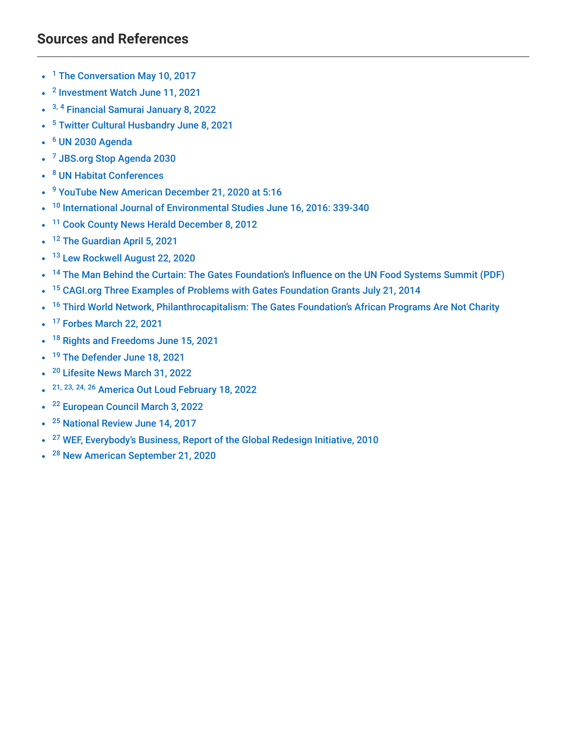## Sources and References

- [1] The Conversation May 10, 2017
- [2] Investment Watch June 11, 2021
- [3, 4] Financial Samurai January 8, 2022
- [5] Twitter Cultural Husbandry June 8, 2021
- [6] UN 2030 Agenda
- [7] JBS.org Stop Agenda 2030
- [8] UN Habitat Conferences
- [9] YouTube New American December 21, 2020 at 5:16
- [10] International Journal of Environmental Studies June 16, 2016: 339-340
- [11] Cook County News Herald December 8, 2012
- [12] The Guardian April 5, 2021
- [13] Lew Rockwell August 22, 2020
- [14] The Man Behind the Curtain: The Gates Foundation's Influence on the UN Food Systems Summit (PDF)
- [15] CAGI.org Three Examples of Problems with Gates Foundation Grants July 21, 2014
- [16] Third World Network, Philanthrocapitalism: The Gates Foundation's African Programs Are Not Charity
- [17] Forbes March 22, 2021
- [18] Rights and Freedoms June 15, 2021
- [19] The Defender June 18, 2021
- [20] Lifesite News March 31, 2022
- [21, 23, 24, 26] America Out Loud February 18, 2022
- [22] European Council March 3, 2022
- [25] National Review June 14, 2017
- [27] WEF, Everybody's Business, Report of the Global Redesign Initiative, 2010
- [28] New American September 21, 2020